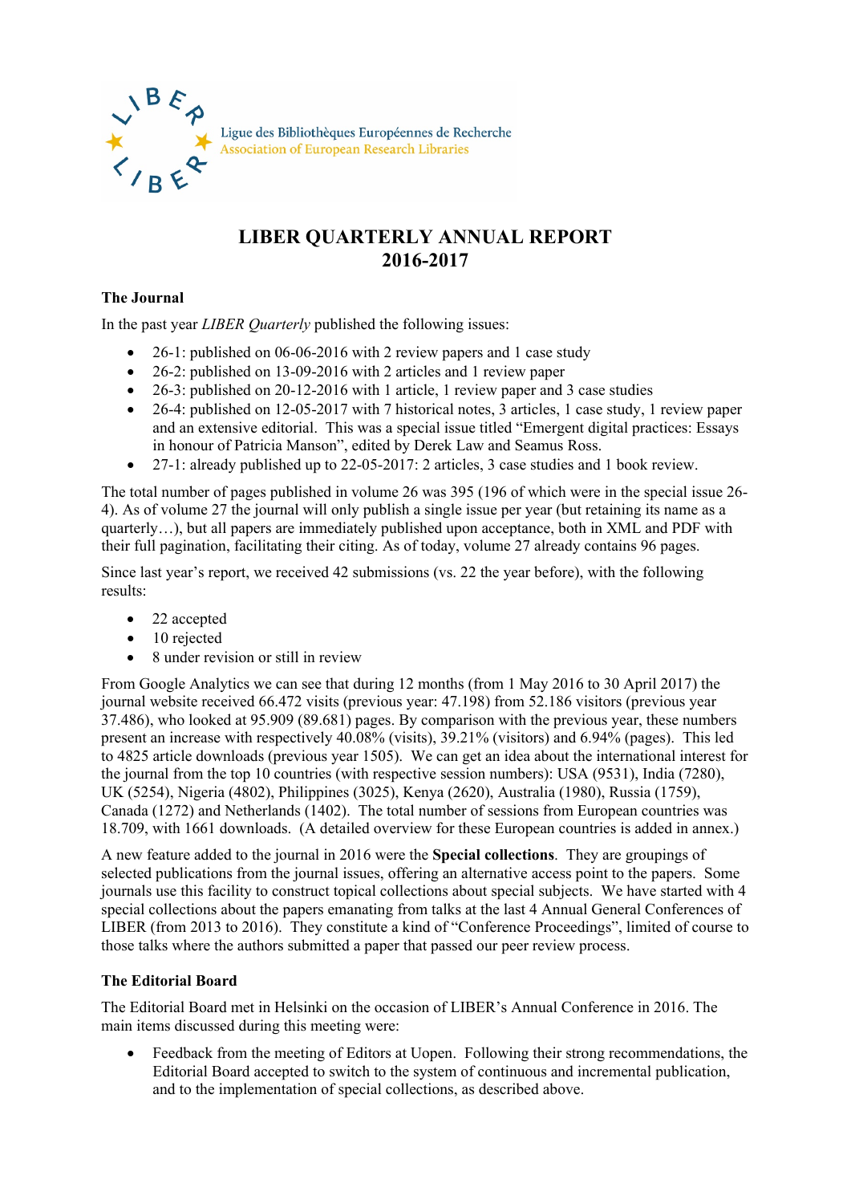Ligue des Bibliothèques Européennes de Recherche
Association of European Research Libraries

# LIBER QUARTERLY ANNUAL REPORT 2016-2017

## The Journal

In the past year *LIBER Quarterly* published the following issues:

- 26-1: published on 06-06-2016 with 2 review papers and 1 case study
- 26-2: published on 13-09-2016 with 2 articles and 1 review paper
- 26-3: published on 20-12-2016 with 1 article, 1 review paper and 3 case studies
- 26-4: published on 12-05-2017 with 7 historical notes, 3 articles, 1 case study, 1 review paper and an extensive editorial. This was a special issue titled "Emergent digital practices: Essays in honour of Patricia Manson", edited by Derek Law and Seamus Ross.
- 27-1: already published up to 22-05-2017: 2 articles, 3 case studies and 1 book review.

The total number of pages published in volume 26 was 395 (196 of which were in the special issue 26-4). As of volume 27 the journal will only publish a single issue per year (but retaining its name as a quarterly…), but all papers are immediately published upon acceptance, both in XML and PDF with their full pagination, facilitating their citing. As of today, volume 27 already contains 96 pages.

Since last year's report, we received 42 submissions (vs. 22 the year before), with the following results:

- 22 accepted
- 10 rejected
- 8 under revision or still in review

From Google Analytics we can see that during 12 months (from 1 May 2016 to 30 April 2017) the journal website received 66.472 visits (previous year: 47.198) from 52.186 visitors (previous year 37.486), who looked at 95.909 (89.681) pages. By comparison with the previous year, these numbers present an increase with respectively 40.08% (visits), 39.21% (visitors) and 6.94% (pages). This led to 4825 article downloads (previous year 1505). We can get an idea about the international interest for the journal from the top 10 countries (with respective session numbers): USA (9531), India (7280), UK (5254), Nigeria (4802), Philippines (3025), Kenya (2620), Australia (1980), Russia (1759), Canada (1272) and Netherlands (1402). The total number of sessions from European countries was 18.709, with 1661 downloads. (A detailed overview for these European countries is added in annex.)

A new feature added to the journal in 2016 were the **Special collections**. They are groupings of selected publications from the journal issues, offering an alternative access point to the papers. Some journals use this facility to construct topical collections about special subjects. We have started with 4 special collections about the papers emanating from talks at the last 4 Annual General Conferences of LIBER (from 2013 to 2016). They constitute a kind of "Conference Proceedings", limited of course to those talks where the authors submitted a paper that passed our peer review process.

## The Editorial Board

The Editorial Board met in Helsinki on the occasion of LIBER's Annual Conference in 2016. The main items discussed during this meeting were:

- Feedback from the meeting of Editors at Uopen. Following their strong recommendations, the Editorial Board accepted to switch to the system of continuous and incremental publication, and to the implementation of special collections, as described above.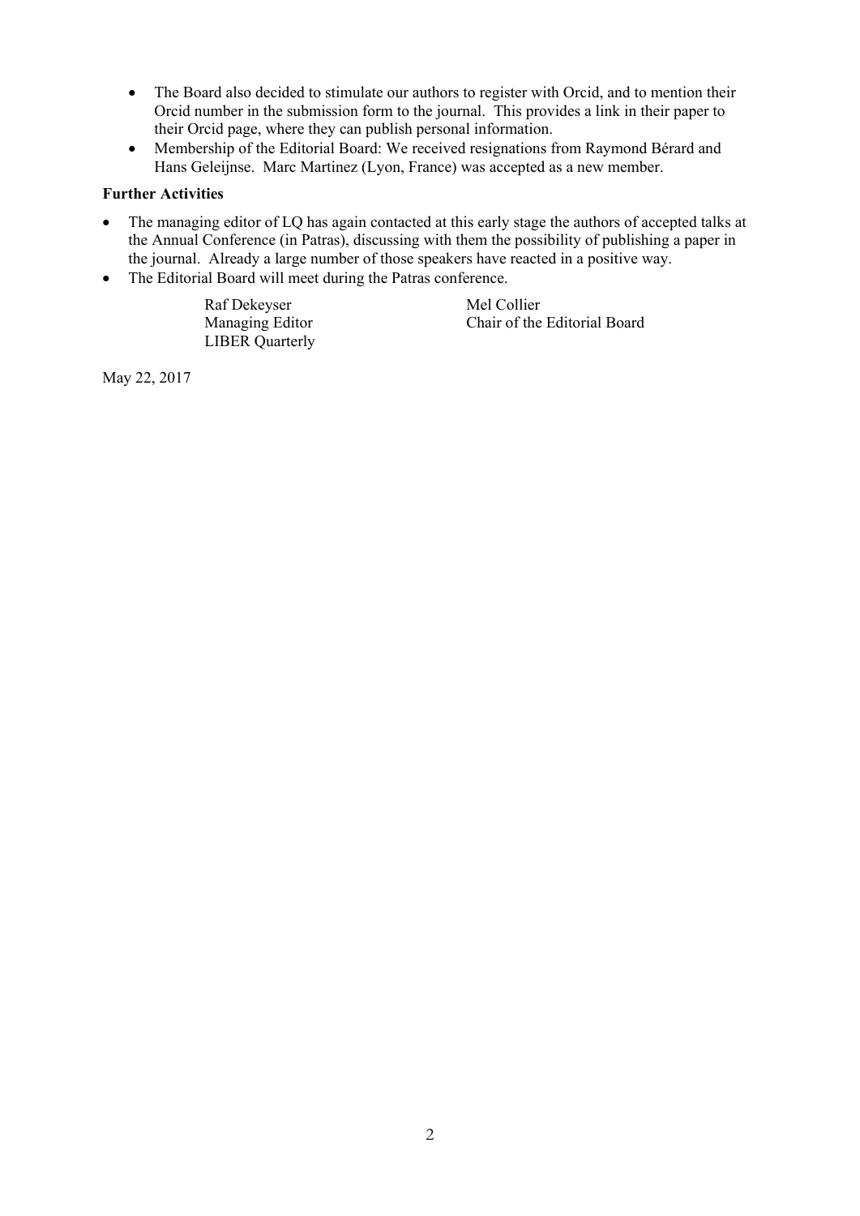- The Board also decided to stimulate our authors to register with Orcid, and to mention their Orcid number in the submission form to the journal. This provides a link in their paper to their Orcid page, where they can publish personal information.
- Membership of the Editorial Board: We received resignations from Raymond Bérard and Hans Geleijnse. Marc Martinez (Lyon, France) was accepted as a new member.

**Further Activities**

- The managing editor of LQ has again contacted at this early stage the authors of accepted talks at the Annual Conference (in Patras), discussing with them the possibility of publishing a paper in the journal. Already a large number of those speakers have reacted in a positive way.
- The Editorial Board will meet during the Patras conference.

Raf Dekeyser
Managing Editor
LIBER Quarterly

Mel Collier
Chair of the Editorial Board

May 22, 2017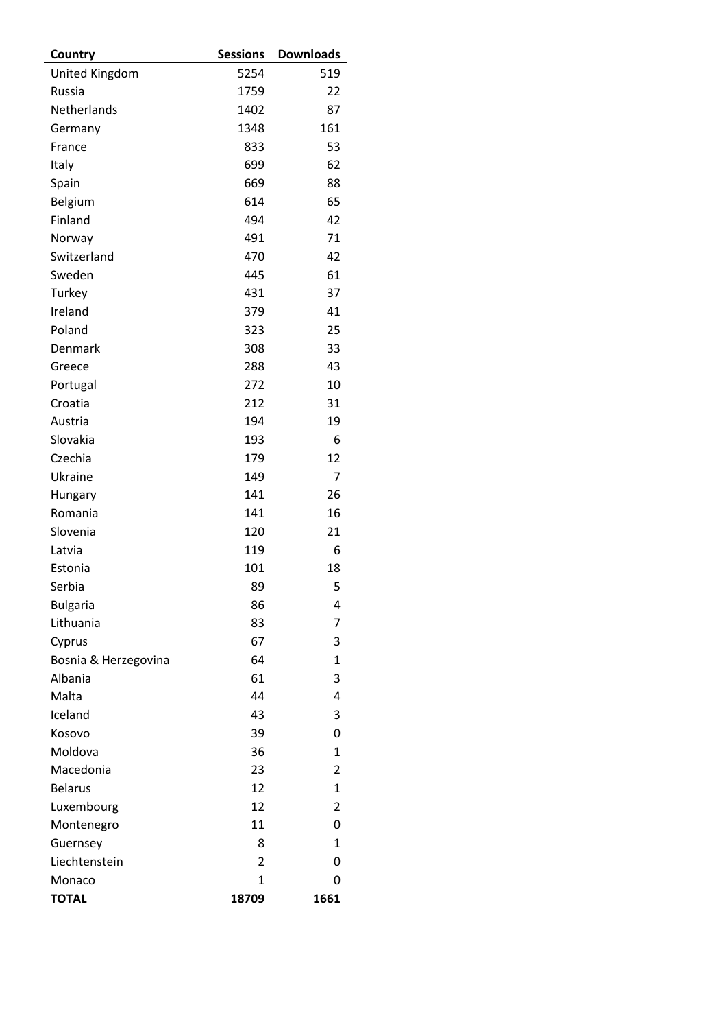| Country | Sessions | Downloads |
|---|---|---|
| United Kingdom | 5254 | 519 |
| Russia | 1759 | 22 |
| Netherlands | 1402 | 87 |
| Germany | 1348 | 161 |
| France | 833 | 53 |
| Italy | 699 | 62 |
| Spain | 669 | 88 |
| Belgium | 614 | 65 |
| Finland | 494 | 42 |
| Norway | 491 | 71 |
| Switzerland | 470 | 42 |
| Sweden | 445 | 61 |
| Turkey | 431 | 37 |
| Ireland | 379 | 41 |
| Poland | 323 | 25 |
| Denmark | 308 | 33 |
| Greece | 288 | 43 |
| Portugal | 272 | 10 |
| Croatia | 212 | 31 |
| Austria | 194 | 19 |
| Slovakia | 193 | 6 |
| Czechia | 179 | 12 |
| Ukraine | 149 | 7 |
| Hungary | 141 | 26 |
| Romania | 141 | 16 |
| Slovenia | 120 | 21 |
| Latvia | 119 | 6 |
| Estonia | 101 | 18 |
| Serbia | 89 | 5 |
| Bulgaria | 86 | 4 |
| Lithuania | 83 | 7 |
| Cyprus | 67 | 3 |
| Bosnia & Herzegovina | 64 | 1 |
| Albania | 61 | 3 |
| Malta | 44 | 4 |
| Iceland | 43 | 3 |
| Kosovo | 39 | 0 |
| Moldova | 36 | 1 |
| Macedonia | 23 | 2 |
| Belarus | 12 | 1 |
| Luxembourg | 12 | 2 |
| Montenegro | 11 | 0 |
| Guernsey | 8 | 1 |
| Liechtenstein | 2 | 0 |
| Monaco | 1 | 0 |
| **TOTAL** | **18709** | **1661** |